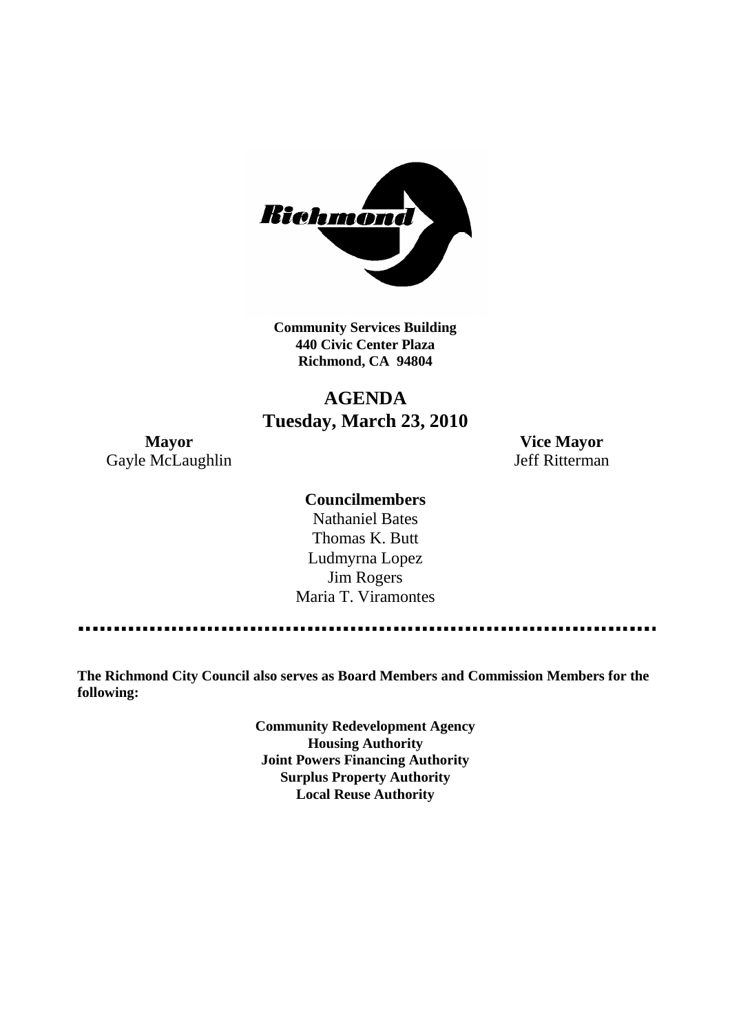**Community Services Building**
**440 Civic Center Plaza**
**Richmond, CA 94804**

# AGENDA
## Tuesday, March 23, 2010

**Mayor**
Gayle McLaughlin

**Vice Mayor**
Jeff Ritterman

**Councilmembers**

Nathaniel Bates
Thomas K. Butt
Ludmyrna Lopez
Jim Rogers
Maria T. Viramontes

---

**The Richmond City Council also serves as Board Members and Commission Members for the following:**

**Community Redevelopment Agency**
**Housing Authority**
**Joint Powers Financing Authority**
**Surplus Property Authority**
**Local Reuse Authority**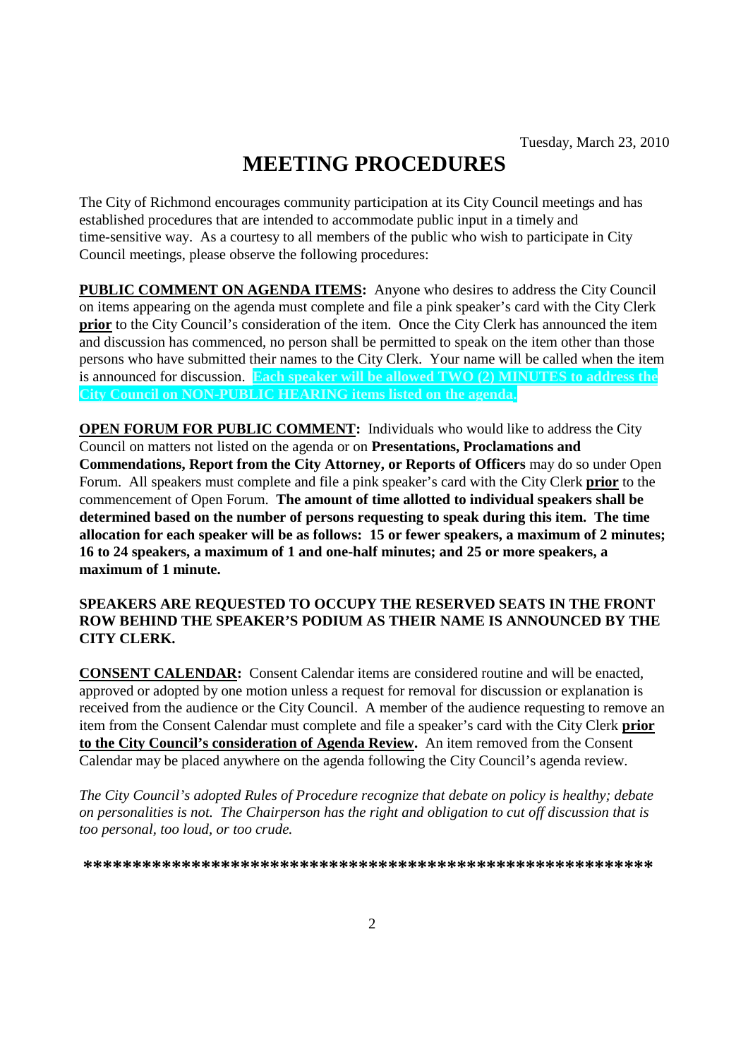Tuesday, March 23, 2010

# MEETING PROCEDURES

The City of Richmond encourages community participation at its City Council meetings and has established procedures that are intended to accommodate public input in a timely and time-sensitive way. As a courtesy to all members of the public who wish to participate in City Council meetings, please observe the following procedures:

**PUBLIC COMMENT ON AGENDA ITEMS:** Anyone who desires to address the City Council on items appearing on the agenda must complete and file a pink speaker's card with the City Clerk **prior** to the City Council's consideration of the item. Once the City Clerk has announced the item and discussion has commenced, no person shall be permitted to speak on the item other than those persons who have submitted their names to the City Clerk. Your name will be called when the item is announced for discussion. **Each speaker will be allowed TWO (2) MINUTES to address the City Council on NON-PUBLIC HEARING items listed on the agenda.**

**OPEN FORUM FOR PUBLIC COMMENT:** Individuals who would like to address the City Council on matters not listed on the agenda or on **Presentations, Proclamations and Commendations, Report from the City Attorney, or Reports of Officers** may do so under Open Forum. All speakers must complete and file a pink speaker's card with the City Clerk **prior** to the commencement of Open Forum. **The amount of time allotted to individual speakers shall be determined based on the number of persons requesting to speak during this item. The time allocation for each speaker will be as follows: 15 or fewer speakers, a maximum of 2 minutes; 16 to 24 speakers, a maximum of 1 and one-half minutes; and 25 or more speakers, a maximum of 1 minute.**

**SPEAKERS ARE REQUESTED TO OCCUPY THE RESERVED SEATS IN THE FRONT ROW BEHIND THE SPEAKER'S PODIUM AS THEIR NAME IS ANNOUNCED BY THE CITY CLERK.**

**CONSENT CALENDAR:** Consent Calendar items are considered routine and will be enacted, approved or adopted by one motion unless a request for removal for discussion or explanation is received from the audience or the City Council. A member of the audience requesting to remove an item from the Consent Calendar must complete and file a speaker's card with the City Clerk **prior to the City Council's consideration of Agenda Review.** An item removed from the Consent Calendar may be placed anywhere on the agenda following the City Council's agenda review.

*The City Council's adopted Rules of Procedure recognize that debate on policy is healthy; debate on personalities is not. The Chairperson has the right and obligation to cut off discussion that is too personal, too loud, or too crude.*

**\*\*\*\*\*\*\*\*\*\*\*\*\*\*\*\*\*\*\*\*\*\*\*\*\*\*\*\*\*\*\*\*\*\*\*\*\*\*\*\*\*\*\*\*\*\*\*\*\*\*\*\*\*\*\*\***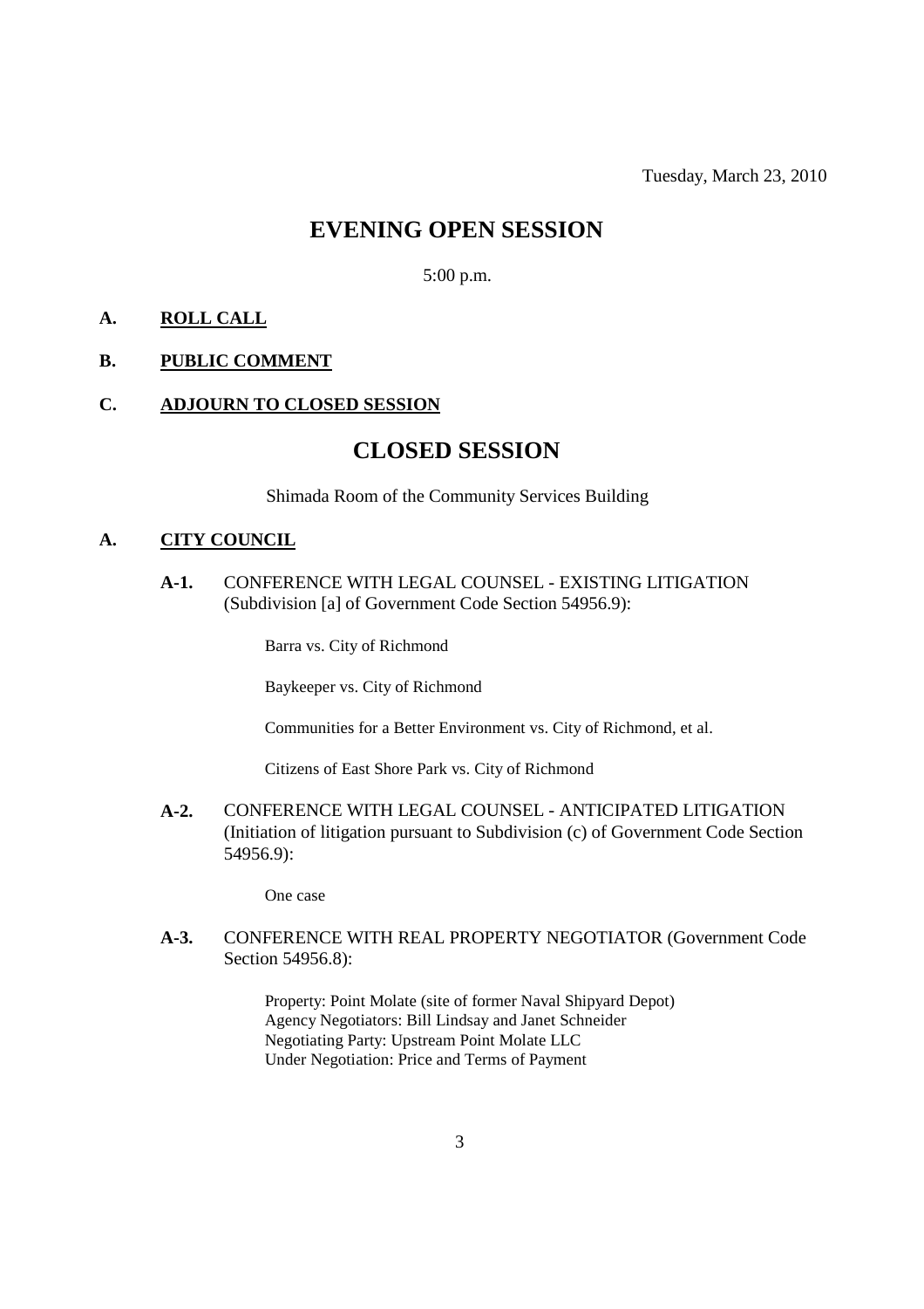Tuesday, March 23, 2010

# EVENING OPEN SESSION

5:00 p.m.

**A. ROLL CALL**

**B. PUBLIC COMMENT**

**C. ADJOURN TO CLOSED SESSION**

# CLOSED SESSION

Shimada Room of the Community Services Building

**A. CITY COUNCIL**

**A-1.** CONFERENCE WITH LEGAL COUNSEL - EXISTING LITIGATION (Subdivision [a] of Government Code Section 54956.9):

Barra vs. City of Richmond

Baykeeper vs. City of Richmond

Communities for a Better Environment vs. City of Richmond, et al.

Citizens of East Shore Park vs. City of Richmond

**A-2.** CONFERENCE WITH LEGAL COUNSEL - ANTICIPATED LITIGATION (Initiation of litigation pursuant to Subdivision (c) of Government Code Section 54956.9):

One case

**A-3.** CONFERENCE WITH REAL PROPERTY NEGOTIATOR (Government Code Section 54956.8):

Property: Point Molate (site of former Naval Shipyard Depot)
Agency Negotiators: Bill Lindsay and Janet Schneider
Negotiating Party: Upstream Point Molate LLC
Under Negotiation: Price and Terms of Payment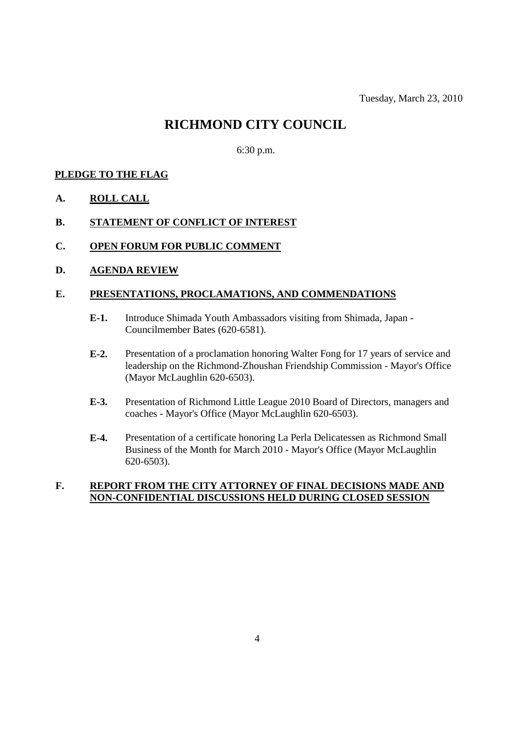Tuesday, March 23, 2010

# RICHMOND CITY COUNCIL

6:30 p.m.

**PLEDGE TO THE FLAG**

**A. ROLL CALL**

**B. STATEMENT OF CONFLICT OF INTEREST**

**C. OPEN FORUM FOR PUBLIC COMMENT**

**D. AGENDA REVIEW**

**E. PRESENTATIONS, PROCLAMATIONS, AND COMMENDATIONS**

- **E-1.** Introduce Shimada Youth Ambassadors visiting from Shimada, Japan - Councilmember Bates (620-6581).

- **E-2.** Presentation of a proclamation honoring Walter Fong for 17 years of service and leadership on the Richmond-Zhoushan Friendship Commission - Mayor's Office (Mayor McLaughlin 620-6503).

- **E-3.** Presentation of Richmond Little League 2010 Board of Directors, managers and coaches - Mayor's Office (Mayor McLaughlin 620-6503).

- **E-4.** Presentation of a certificate honoring La Perla Delicatessen as Richmond Small Business of the Month for March 2010 - Mayor's Office (Mayor McLaughlin 620-6503).

**F. REPORT FROM THE CITY ATTORNEY OF FINAL DECISIONS MADE AND NON-CONFIDENTIAL DISCUSSIONS HELD DURING CLOSED SESSION**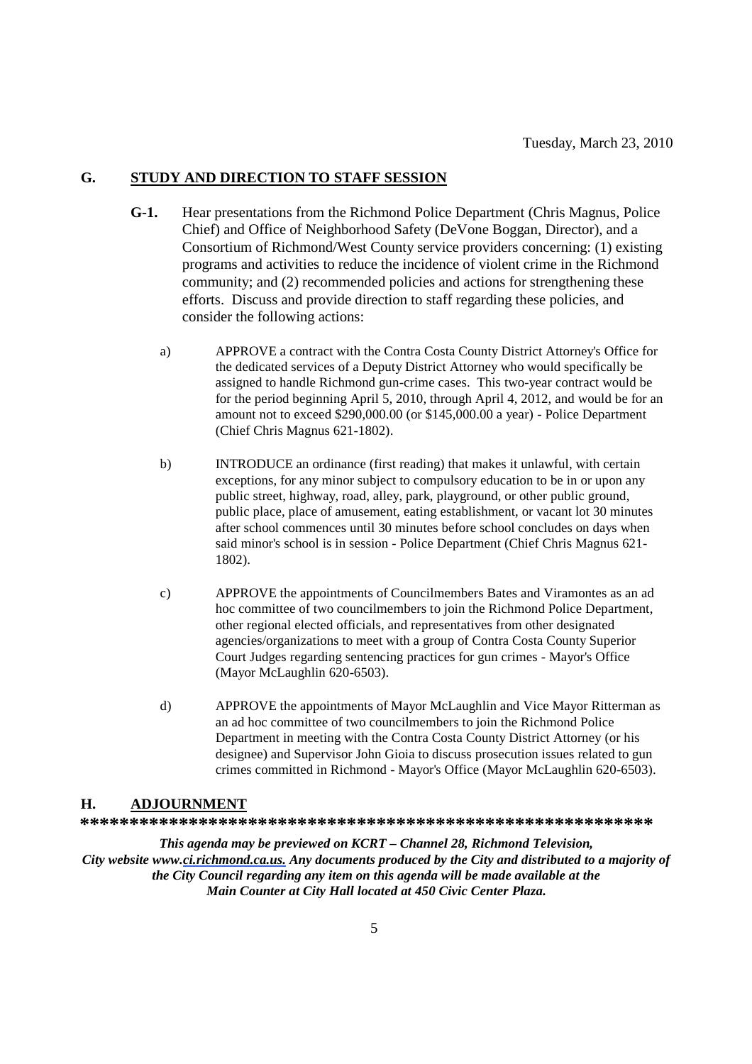Tuesday, March 23, 2010

## G. STUDY AND DIRECTION TO STAFF SESSION

**G-1.** Hear presentations from the Richmond Police Department (Chris Magnus, Police Chief) and Office of Neighborhood Safety (DeVone Boggan, Director), and a Consortium of Richmond/West County service providers concerning: (1) existing programs and activities to reduce the incidence of violent crime in the Richmond community; and (2) recommended policies and actions for strengthening these efforts. Discuss and provide direction to staff regarding these policies, and consider the following actions:

a) APPROVE a contract with the Contra Costa County District Attorney's Office for the dedicated services of a Deputy District Attorney who would specifically be assigned to handle Richmond gun-crime cases. This two-year contract would be for the period beginning April 5, 2010, through April 4, 2012, and would be for an amount not to exceed $290,000.00 (or $145,000.00 a year) - Police Department (Chief Chris Magnus 621-1802).

b) INTRODUCE an ordinance (first reading) that makes it unlawful, with certain exceptions, for any minor subject to compulsory education to be in or upon any public street, highway, road, alley, park, playground, or other public ground, public place, place of amusement, eating establishment, or vacant lot 30 minutes after school commences until 30 minutes before school concludes on days when said minor's school is in session - Police Department (Chief Chris Magnus 621-1802).

c) APPROVE the appointments of Councilmembers Bates and Viramontes as an ad hoc committee of two councilmembers to join the Richmond Police Department, other regional elected officials, and representatives from other designated agencies/organizations to meet with a group of Contra Costa County Superior Court Judges regarding sentencing practices for gun crimes - Mayor's Office (Mayor McLaughlin 620-6503).

d) APPROVE the appointments of Mayor McLaughlin and Vice Mayor Ritterman as an ad hoc committee of two councilmembers to join the Richmond Police Department in meeting with the Contra Costa County District Attorney (or his designee) and Supervisor John Gioia to discuss prosecution issues related to gun crimes committed in Richmond - Mayor's Office (Mayor McLaughlin 620-6503).

## H. ADJOURNMENT

**************************************************************

***This agenda may be previewed on KCRT – Channel 28, Richmond Television, City website www.ci.richmond.ca.us. Any documents produced by the City and distributed to a majority of the City Council regarding any item on this agenda will be made available at the Main Counter at City Hall located at 450 Civic Center Plaza.***